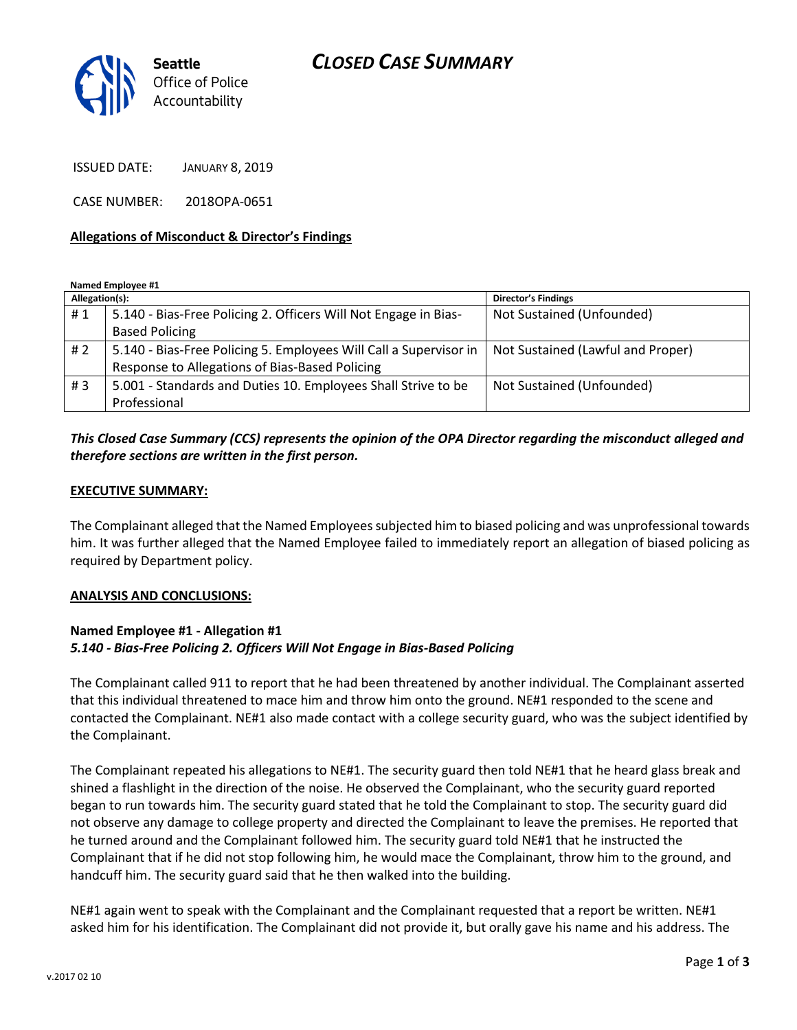# CLOSED CASE SUMMARY

Seattle Office of Police Accountability

ISSUED DATE: JANUARY 8, 2019

CASE NUMBER: 2018OPA-0651

**Allegations of Misconduct & Director's Findings**

**Named Employee #1**

| Allegation(s): | | Director's Findings |
|---|---|---|
| # 1 | 5.140 - Bias-Free Policing 2. Officers Will Not Engage in Bias-Based Policing | Not Sustained (Unfounded) |
| # 2 | 5.140 - Bias-Free Policing 5. Employees Will Call a Supervisor in Response to Allegations of Bias-Based Policing | Not Sustained (Lawful and Proper) |
| # 3 | 5.001 - Standards and Duties 10. Employees Shall Strive to be Professional | Not Sustained (Unfounded) |

***This Closed Case Summary (CCS) represents the opinion of the OPA Director regarding the misconduct alleged and therefore sections are written in the first person.***

**EXECUTIVE SUMMARY:**

The Complainant alleged that the Named Employees subjected him to biased policing and was unprofessional towards him. It was further alleged that the Named Employee failed to immediately report an allegation of biased policing as required by Department policy.

**ANALYSIS AND CONCLUSIONS:**

**Named Employee #1 - Allegation #1**
***5.140 - Bias-Free Policing 2. Officers Will Not Engage in Bias-Based Policing***

The Complainant called 911 to report that he had been threatened by another individual. The Complainant asserted that this individual threatened to mace him and throw him onto the ground. NE#1 responded to the scene and contacted the Complainant. NE#1 also made contact with a college security guard, who was the subject identified by the Complainant.

The Complainant repeated his allegations to NE#1. The security guard then told NE#1 that he heard glass break and shined a flashlight in the direction of the noise. He observed the Complainant, who the security guard reported began to run towards him. The security guard stated that he told the Complainant to stop. The security guard did not observe any damage to college property and directed the Complainant to leave the premises. He reported that he turned around and the Complainant followed him. The security guard told NE#1 that he instructed the Complainant that if he did not stop following him, he would mace the Complainant, throw him to the ground, and handcuff him. The security guard said that he then walked into the building.

NE#1 again went to speak with the Complainant and the Complainant requested that a report be written. NE#1 asked him for his identification. The Complainant did not provide it, but orally gave his name and his address. The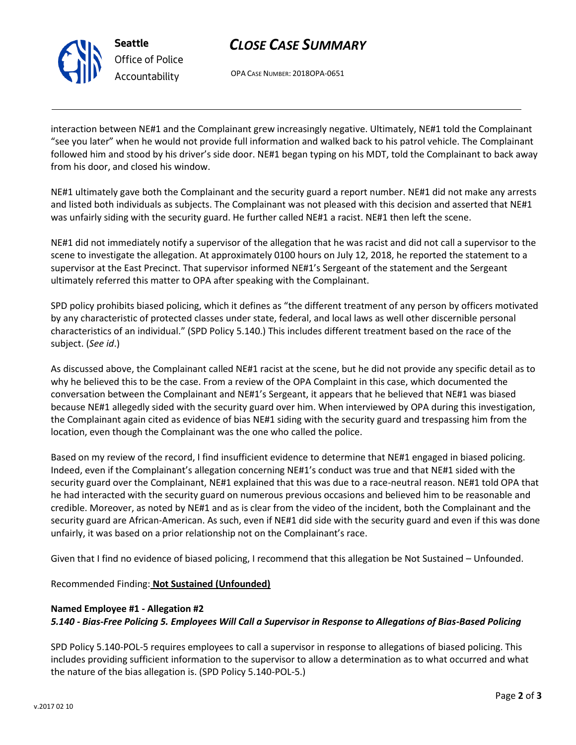interaction between NE#1 and the Complainant grew increasingly negative. Ultimately, NE#1 told the Complainant "see you later" when he would not provide full information and walked back to his patrol vehicle. The Complainant followed him and stood by his driver's side door. NE#1 began typing on his MDT, told the Complainant to back away from his door, and closed his window.

NE#1 ultimately gave both the Complainant and the security guard a report number. NE#1 did not make any arrests and listed both individuals as subjects. The Complainant was not pleased with this decision and asserted that NE#1 was unfairly siding with the security guard. He further called NE#1 a racist. NE#1 then left the scene.

NE#1 did not immediately notify a supervisor of the allegation that he was racist and did not call a supervisor to the scene to investigate the allegation. At approximately 0100 hours on July 12, 2018, he reported the statement to a supervisor at the East Precinct. That supervisor informed NE#1's Sergeant of the statement and the Sergeant ultimately referred this matter to OPA after speaking with the Complainant.

SPD policy prohibits biased policing, which it defines as "the different treatment of any person by officers motivated by any characteristic of protected classes under state, federal, and local laws as well other discernible personal characteristics of an individual." (SPD Policy 5.140.) This includes different treatment based on the race of the subject. (*See id*.)

As discussed above, the Complainant called NE#1 racist at the scene, but he did not provide any specific detail as to why he believed this to be the case. From a review of the OPA Complaint in this case, which documented the conversation between the Complainant and NE#1's Sergeant, it appears that he believed that NE#1 was biased because NE#1 allegedly sided with the security guard over him. When interviewed by OPA during this investigation, the Complainant again cited as evidence of bias NE#1 siding with the security guard and trespassing him from the location, even though the Complainant was the one who called the police.

Based on my review of the record, I find insufficient evidence to determine that NE#1 engaged in biased policing. Indeed, even if the Complainant's allegation concerning NE#1's conduct was true and that NE#1 sided with the security guard over the Complainant, NE#1 explained that this was due to a race-neutral reason. NE#1 told OPA that he had interacted with the security guard on numerous previous occasions and believed him to be reasonable and credible. Moreover, as noted by NE#1 and as is clear from the video of the incident, both the Complainant and the security guard are African-American. As such, even if NE#1 did side with the security guard and even if this was done unfairly, it was based on a prior relationship not on the Complainant's race.

Given that I find no evidence of biased policing, I recommend that this allegation be Not Sustained – Unfounded.

Recommended Finding: **Not Sustained (Unfounded)**

**Named Employee #1 - Allegation #2**
***5.140 - Bias-Free Policing 5. Employees Will Call a Supervisor in Response to Allegations of Bias-Based Policing***

SPD Policy 5.140-POL-5 requires employees to call a supervisor in response to allegations of biased policing. This includes providing sufficient information to the supervisor to allow a determination as to what occurred and what the nature of the bias allegation is. (SPD Policy 5.140-POL-5.)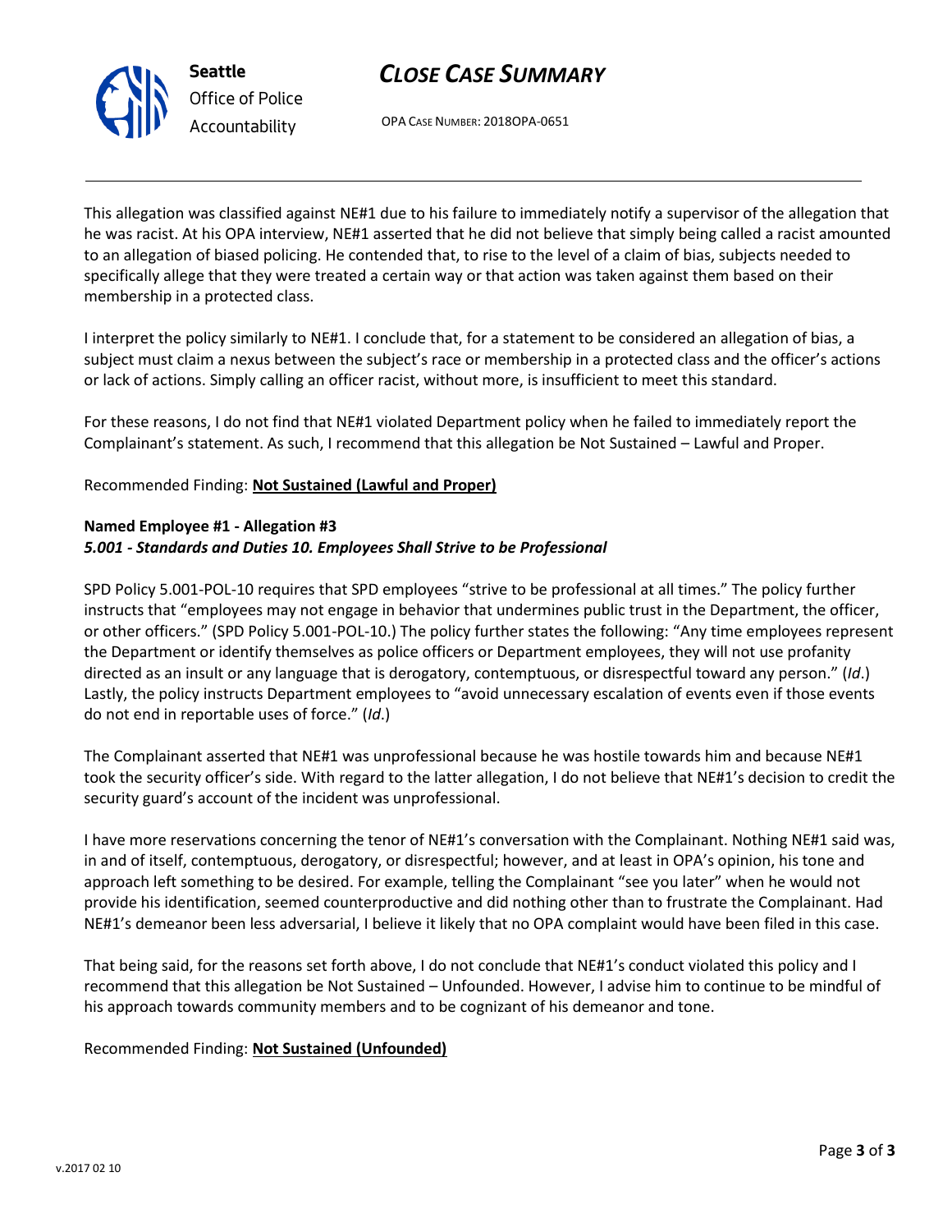This allegation was classified against NE#1 due to his failure to immediately notify a supervisor of the allegation that he was racist. At his OPA interview, NE#1 asserted that he did not believe that simply being called a racist amounted to an allegation of biased policing. He contended that, to rise to the level of a claim of bias, subjects needed to specifically allege that they were treated a certain way or that action was taken against them based on their membership in a protected class.

I interpret the policy similarly to NE#1. I conclude that, for a statement to be considered an allegation of bias, a subject must claim a nexus between the subject's race or membership in a protected class and the officer's actions or lack of actions. Simply calling an officer racist, without more, is insufficient to meet this standard.

For these reasons, I do not find that NE#1 violated Department policy when he failed to immediately report the Complainant's statement. As such, I recommend that this allegation be Not Sustained – Lawful and Proper.

Recommended Finding: **Not Sustained (Lawful and Proper)**

**Named Employee #1 - Allegation #3**
***5.001 - Standards and Duties 10. Employees Shall Strive to be Professional***

SPD Policy 5.001-POL-10 requires that SPD employees "strive to be professional at all times." The policy further instructs that "employees may not engage in behavior that undermines public trust in the Department, the officer, or other officers." (SPD Policy 5.001-POL-10.) The policy further states the following: "Any time employees represent the Department or identify themselves as police officers or Department employees, they will not use profanity directed as an insult or any language that is derogatory, contemptuous, or disrespectful toward any person." (*Id*.) Lastly, the policy instructs Department employees to "avoid unnecessary escalation of events even if those events do not end in reportable uses of force." (*Id*.)

The Complainant asserted that NE#1 was unprofessional because he was hostile towards him and because NE#1 took the security officer's side. With regard to the latter allegation, I do not believe that NE#1's decision to credit the security guard's account of the incident was unprofessional.

I have more reservations concerning the tenor of NE#1's conversation with the Complainant. Nothing NE#1 said was, in and of itself, contemptuous, derogatory, or disrespectful; however, and at least in OPA's opinion, his tone and approach left something to be desired. For example, telling the Complainant "see you later" when he would not provide his identification, seemed counterproductive and did nothing other than to frustrate the Complainant. Had NE#1's demeanor been less adversarial, I believe it likely that no OPA complaint would have been filed in this case.

That being said, for the reasons set forth above, I do not conclude that NE#1's conduct violated this policy and I recommend that this allegation be Not Sustained – Unfounded. However, I advise him to continue to be mindful of his approach towards community members and to be cognizant of his demeanor and tone.

Recommended Finding: **Not Sustained (Unfounded)**